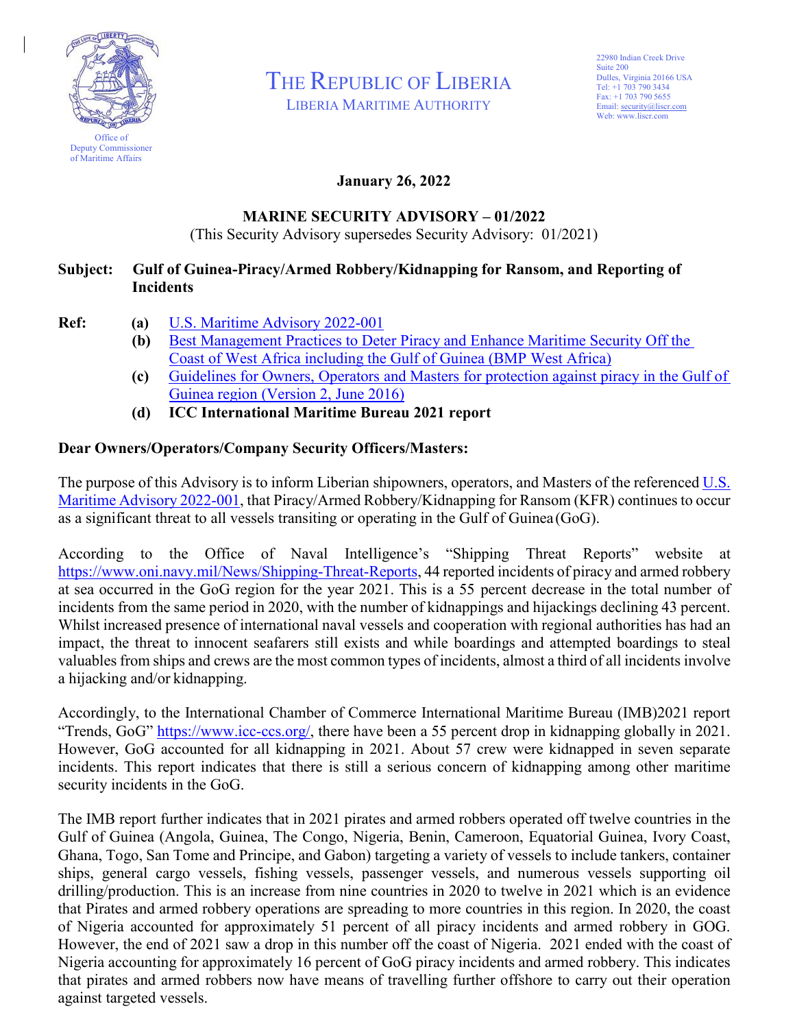Office of
Deputy Commissioner
of Maritime Affairs

# THE REPUBLIC OF LIBERIA

LIBERIA MARITIME AUTHORITY

22980 Indian Creek Drive
Suite 200
Dulles, Virginia 20166 USA
Tel: +1 703 790 3434
Fax: +1 703 790 5655
Email: security@liscr.com
Web: www.liscr.com

**January 26, 2022**

**MARINE SECURITY ADVISORY – 01/2022**
(This Security Advisory supersedes Security Advisory: 01/2021)

**Subject: Gulf of Guinea-Piracy/Armed Robbery/Kidnapping for Ransom, and Reporting of Incidents**

**Ref:**
- **(a)** U.S. Maritime Advisory 2022-001
- **(b)** Best Management Practices to Deter Piracy and Enhance Maritime Security Off the Coast of West Africa including the Gulf of Guinea (BMP West Africa)
- **(c)** Guidelines for Owners, Operators and Masters for protection against piracy in the Gulf of Guinea region (Version 2, June 2016)
- **(d)** **ICC International Maritime Bureau 2021 report**

**Dear Owners/Operators/Company Security Officers/Masters:**

The purpose of this Advisory is to inform Liberian shipowners, operators, and Masters of the referenced U.S. Maritime Advisory 2022-001, that Piracy/Armed Robbery/Kidnapping for Ransom (KFR) continues to occur as a significant threat to all vessels transiting or operating in the Gulf of Guinea (GoG).

According to the Office of Naval Intelligence's "Shipping Threat Reports" website at https://www.oni.navy.mil/News/Shipping-Threat-Reports, 44 reported incidents of piracy and armed robbery at sea occurred in the GoG region for the year 2021. This is a 55 percent decrease in the total number of incidents from the same period in 2020, with the number of kidnappings and hijackings declining 43 percent. Whilst increased presence of international naval vessels and cooperation with regional authorities has had an impact, the threat to innocent seafarers still exists and while boardings and attempted boardings to steal valuables from ships and crews are the most common types of incidents, almost a third of all incidents involve a hijacking and/or kidnapping.

Accordingly, to the International Chamber of Commerce International Maritime Bureau (IMB)2021 report "Trends, GoG" https://www.icc-ccs.org/, there have been a 55 percent drop in kidnapping globally in 2021. However, GoG accounted for all kidnapping in 2021. About 57 crew were kidnapped in seven separate incidents. This report indicates that there is still a serious concern of kidnapping among other maritime security incidents in the GoG.

The IMB report further indicates that in 2021 pirates and armed robbers operated off twelve countries in the Gulf of Guinea (Angola, Guinea, The Congo, Nigeria, Benin, Cameroon, Equatorial Guinea, Ivory Coast, Ghana, Togo, San Tome and Principe, and Gabon) targeting a variety of vessels to include tankers, container ships, general cargo vessels, fishing vessels, passenger vessels, and numerous vessels supporting oil drilling/production. This is an increase from nine countries in 2020 to twelve in 2021 which is an evidence that Pirates and armed robbery operations are spreading to more countries in this region. In 2020, the coast of Nigeria accounted for approximately 51 percent of all piracy incidents and armed robbery in GOG. However, the end of 2021 saw a drop in this number off the coast of Nigeria. 2021 ended with the coast of Nigeria accounting for approximately 16 percent of GoG piracy incidents and armed robbery. This indicates that pirates and armed robbers now have means of travelling further offshore to carry out their operation against targeted vessels.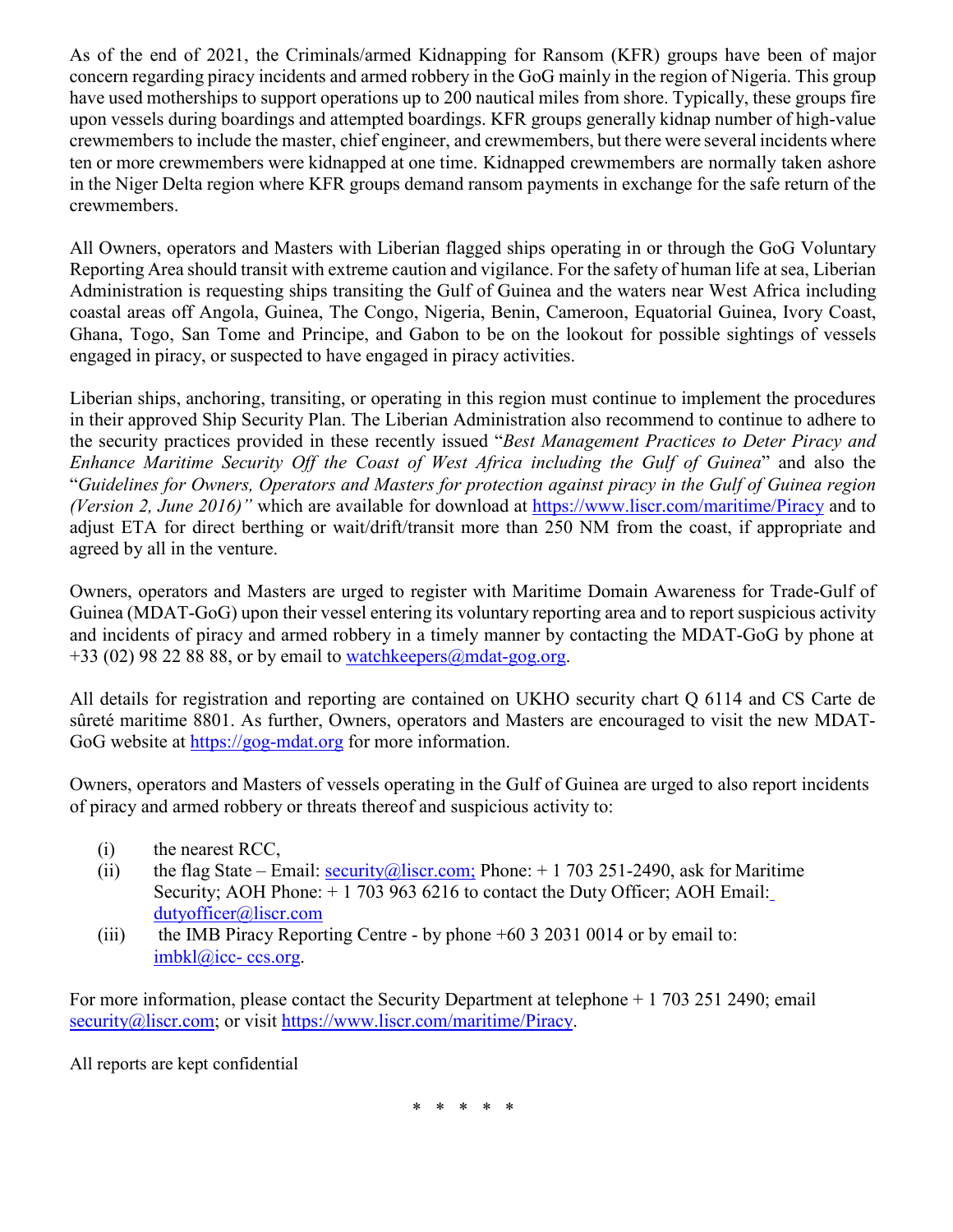As of the end of 2021, the Criminals/armed Kidnapping for Ransom (KFR) groups have been of major concern regarding piracy incidents and armed robbery in the GoG mainly in the region of Nigeria. This group have used motherships to support operations up to 200 nautical miles from shore. Typically, these groups fire upon vessels during boardings and attempted boardings. KFR groups generally kidnap number of high-value crewmembers to include the master, chief engineer, and crewmembers, but there were several incidents where ten or more crewmembers were kidnapped at one time. Kidnapped crewmembers are normally taken ashore in the Niger Delta region where KFR groups demand ransom payments in exchange for the safe return of the crewmembers.

All Owners, operators and Masters with Liberian flagged ships operating in or through the GoG Voluntary Reporting Area should transit with extreme caution and vigilance. For the safety of human life at sea, Liberian Administration is requesting ships transiting the Gulf of Guinea and the waters near West Africa including coastal areas off Angola, Guinea, The Congo, Nigeria, Benin, Cameroon, Equatorial Guinea, Ivory Coast, Ghana, Togo, San Tome and Principe, and Gabon to be on the lookout for possible sightings of vessels engaged in piracy, or suspected to have engaged in piracy activities.

Liberian ships, anchoring, transiting, or operating in this region must continue to implement the procedures in their approved Ship Security Plan. The Liberian Administration also recommend to continue to adhere to the security practices provided in these recently issued "*Best Management Practices to Deter Piracy and Enhance Maritime Security Off the Coast of West Africa including the Gulf of Guinea*" and also the "*Guidelines for Owners, Operators and Masters for protection against piracy in the Gulf of Guinea region (Version 2, June 2016)"* which are available for download at https://www.liscr.com/maritime/Piracy and to adjust ETA for direct berthing or wait/drift/transit more than 250 NM from the coast, if appropriate and agreed by all in the venture.

Owners, operators and Masters are urged to register with Maritime Domain Awareness for Trade-Gulf of Guinea (MDAT-GoG) upon their vessel entering its voluntary reporting area and to report suspicious activity and incidents of piracy and armed robbery in a timely manner by contacting the MDAT-GoG by phone at +33 (02) 98 22 88 88, or by email to watchkeepers@mdat-gog.org.

All details for registration and reporting are contained on UKHO security chart Q 6114 and CS Carte de sûreté maritime 8801. As further, Owners, operators and Masters are encouraged to visit the new MDAT-GoG website at https://gog-mdat.org for more information.

Owners, operators and Masters of vessels operating in the Gulf of Guinea are urged to also report incidents of piracy and armed robbery or threats thereof and suspicious activity to:

(i) the nearest RCC,

(ii) the flag State – Email: security@liscr.com; Phone: + 1 703 251-2490, ask for Maritime Security; AOH Phone: + 1 703 963 6216 to contact the Duty Officer; AOH Email: dutyofficer@liscr.com

(iii) the IMB Piracy Reporting Centre - by phone +60 3 2031 0014 or by email to: imbkl@icc- ccs.org.

For more information, please contact the Security Department at telephone + 1 703 251 2490; email security@liscr.com; or visit https://www.liscr.com/maritime/Piracy.

All reports are kept confidential

\* \* \* \* \*